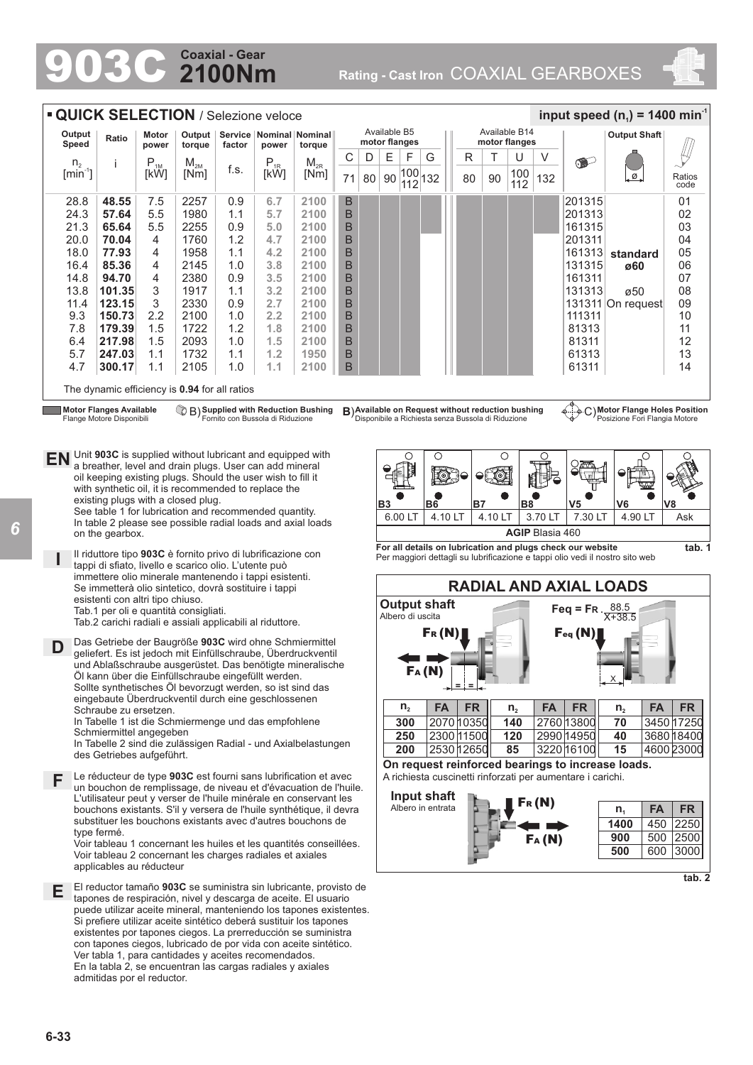# 903C Coaxial - Gear 2100Nm

Rating - Cast Iron COAXIAL GEARBOXES

## QUICK SELECTION / Selezione veloce

input speed ($n_1$) = 1400 min$^{-1}$

| Output Speed $n_2$ [min$^{-1}$] | Ratio i | Motor power $P_{1M}$ [kW] | Output torque $M_{2M}$ [Nm] | Service factor f.s. | Nominal power $P_{1R}$ [kW] | Nominal torque $M_{2R}$ [Nm] | B5 C 71 | B5 D 80 | B5 E 90 | B5 F 100/112 | B5 G 132 | B14 R 80 | B14 T 90 | B14 U 100/112 | B14 V 132 | Output Shaft | | Ratios code |
|---|---|---|---|---|---|---|---|---|---|---|---|---|---|---|---|---|---|---|
| 28.8 | **48.55** | 7.5 | 2257 | 0.9 | 6.7 | 2100 | B | | | | | | | | | 201315 | | 01 |
| 24.3 | **57.64** | 5.5 | 1980 | 1.1 | 5.7 | 2100 | B | | | | | | | | | 201313 | | 02 |
| 21.3 | **65.64** | 5.5 | 2255 | 0.9 | 5.0 | 2100 | B | | | | | | | | | 161315 | | 03 |
| 20.0 | **70.04** | 4 | 1760 | 1.2 | 4.7 | 2100 | B | | | | | | | | | 201311 | | 04 |
| 18.0 | **77.93** | 4 | 1958 | 1.1 | 4.2 | 2100 | B | | | | | | | | | 161313 | standard | 05 |
| 16.4 | **85.36** | 4 | 2145 | 1.0 | 3.8 | 2100 | B | | | | | | | | | 131315 | ø60 | 06 |
| 14.8 | **94.70** | 4 | 2380 | 0.9 | 3.5 | 2100 | B | | | | | | | | | 161311 | | 07 |
| 13.8 | **101.35** | 3 | 1917 | 1.1 | 3.2 | 2100 | B | | | | | | | | | 131313 | ø50 | 08 |
| 11.4 | **123.15** | 3 | 2330 | 0.9 | 2.7 | 2100 | B | | | | | | | | | 131311 | On request | 09 |
| 9.3 | **150.73** | 2.2 | 2100 | 1.0 | 2.2 | 2100 | B | | | | | | | | | 111311 | | 10 |
| 7.8 | **179.39** | 1.5 | 1722 | 1.2 | 1.8 | 2100 | B | | | | | | | | | 81313 | | 11 |
| 6.4 | **217.98** | 1.5 | 2093 | 1.0 | 1.5 | 2100 | B | | | | | | | | | 81311 | | 12 |
| 5.7 | **247.03** | 1.1 | 1732 | 1.1 | 1.2 | 1950 | B | | | | | | | | | 61313 | | 13 |
| 4.7 | **300.17** | 1.1 | 2105 | 1.0 | 1.1 | 2100 | B | | | | | | | | | 61311 | | 14 |

The dynamic efficiency is **0.94** for all ratios

**Motor Flanges Available** Flange Motore Disponibili — B) **Supplied with Reduction Bushing** Fornito con Bussola di Riduzione — B) **Available on Request without reduction bushing** Disponibile a Richiesta senza Bussola di Riduzione — C) **Motor Flange Holes Position** Posizione Fori Flangia Motore

**EN** Unit **903C** is supplied without lubricant and equipped with a breather, level and drain plugs. User can add mineral oil keeping existing plugs. Should the user wish to fill it with synthetic oil, it is recommended to replace the existing plugs with a closed plug.
See table 1 for lubrication and recommended quantity.
In table 2 please see possible radial loads and axial loads on the gearbox.

**I** Il riduttore tipo **903C** è fornito privo di lubrificazione con tappi di sfiato, livello e scarico olio. L'utente può immettere olio minerale mantenendo i tappi esistenti. Se immetterà olio sintetico, dovrà sostituire i tappi esistenti con altri tipo chiuso.
Tab.1 per oli e quantità consigliati.
Tab.2 carichi radiali e assiali applicabili al riduttore.

**D** Das Getriebe der Baugröße **903C** wird ohne Schmiermittel geliefert. Es ist jedoch mit Einfüllschraube, Überdruckventil und Ablaßschraube ausgerüstet. Das benötigte mineralische Öl kann über die Einfüllschraube eingefüllt werden. Sollte synthetisches Öl bevorzugt werden, so ist sind das eingebaute Überdruckventil durch eine geschlossenen Schraube zu ersetzen.
In Tabelle 1 ist die Schmiermenge und das empfohlene Schmiermittel angegeben
In Tabelle 2 sind die zulässigen Radial - und Axialbelastungen des Getriebes aufgeführt.

**F** Le réducteur de type **903C** est fourni sans lubrification et avec un bouchon de remplissage, de niveau et d'évacuation de l'huile. L'utilisateur peut y verser de l'huile minérale en conservant les bouchons existants. S'il y versera de l'huile synthétique, il devra substituer les bouchons existants avec d'autres bouchons de type fermé.
Voir tableau 1 concernant les huiles et les quantités conseillées.
Voir tableau 2 concernant les charges radiales et axiales applicables au réducteur

**E** El reductor tamaño **903C** se suministra sin lubricante, provisto de tapones de respiración, nivel y descarga de aceite. El usuario puede utilizar aceite mineral, manteniendo los tapones existentes. Si prefiere utilizar aceite sintético deberá sustituir los tapones existentes por tapones ciegos. La prerreducción se suministra con tapones ciegos, lubricado de por vida con aceite sintético. Ver tabla 1, para cantidades y aceites recomendados.
En la tabla 2, se encuentran las cargas radiales y axiales admitidas por el reductor.

| B3 | B6 | B7 | B8 | V5 | V6 | V8 |
|---|---|---|---|---|---|---|
| 6.00 LT | 4.10 LT | 4.10 LT | 3.70 LT | 7.30 LT | 4.90 LT | Ask |
| **AGIP** Blasia 460 | | | | | | |

**For all details on lubrication and plugs check our website**
Per maggiori dettagli su lubrificazione e tappi olio vedi il nostro sito web

**tab. 1**

## RADIAL AND AXIAL LOADS

**Output shaft**
Albero di uscita

$F_R$ (N) $F_A$ (N)

$$F_{eq} = F_R \cdot \frac{88.5}{X+38.5}$$

$F_{eq}$ (N)

| $n_2$ | FA | FR | $n_2$ | FA | FR | $n_2$ | FA | FR |
|---|---|---|---|---|---|---|---|---|
| **300** | 2070 | 10350 | **140** | 2760 | 13800 | **70** | 3450 | 17250 |
| **250** | 2300 | 11500 | **120** | 2990 | 14950 | **40** | 3680 | 18400 |
| **200** | 2530 | 12650 | **85** | 3220 | 16100 | **15** | 4600 | 23000 |

**On request reinforced bearings to increase loads.**
A richiesta cuscinetti rinforzati per aumentare i carichi.

**Input shaft**
Albero in entrata

$F_R$ (N) $F_A$ (N)

| $n_1$ | FA | FR |
|---|---|---|
| **1400** | 450 | 2250 |
| **900** | 500 | 2500 |
| **500** | 600 | 3000 |

**tab. 2**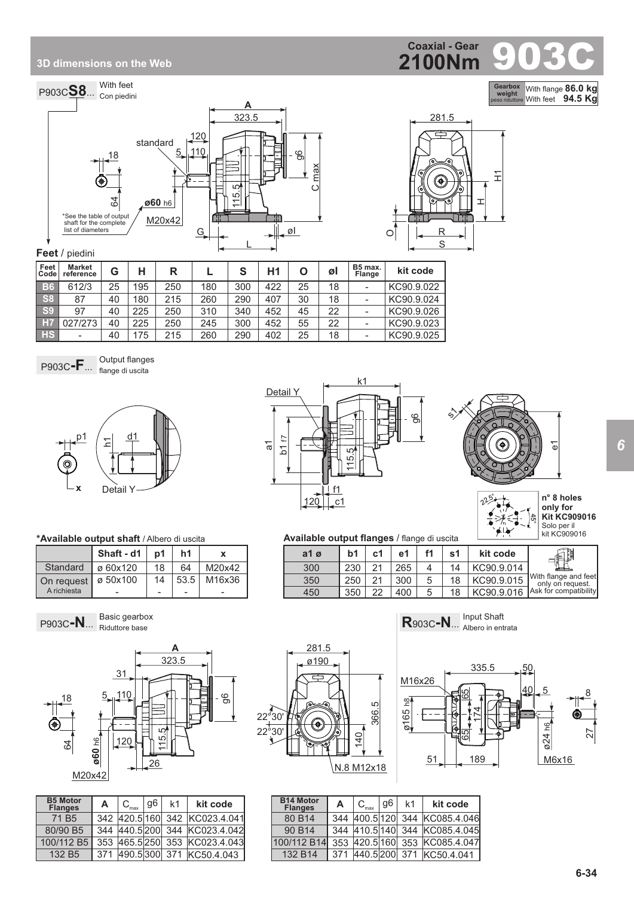3D dimensions on the Web

# Coaxial - Gear 2100Nm 903C

Gearbox weight / peso riduttore: With flange **86.0 kg** / With feet **94.5 Kg**

## P903C**S8**... With feet / Con piedini

standard

*See the table of output shaft for the complete list of diameters

### Feet / piedini

| Feet Code | Market reference | G | H | R | L | S | H1 | O | øl | B5 max. Flange | kit code |
|---|---|---|---|---|---|---|---|---|---|---|---|
| B6 | 612/3 | 25 | 195 | 250 | 180 | 300 | 422 | 25 | 18 | - | KC90.9.022 |
| S8 | 87 | 40 | 180 | 215 | 260 | 290 | 407 | 30 | 18 | - | KC90.9.024 |
| S9 | 97 | 40 | 225 | 250 | 310 | 340 | 452 | 45 | 22 | - | KC90.9.026 |
| H7 | 027/273 | 40 | 225 | 250 | 245 | 300 | 452 | 55 | 22 | - | KC90.9.023 |
| HS | - | 40 | 175 | 215 | 260 | 290 | 402 | 25 | 18 | - | KC90.9.025 |

## P903C**-F**... Output flanges / flange di uscita

Detail Y

n° 8 holes only for Kit KC909016
Solo per il kit KC909016

### *Available output shaft / Albero di uscita

| | Shaft - d1 | p1 | h1 | x |
|---|---|---|---|---|
| Standard | ø 60x120 | 18 | 64 | M20x42 |
| On request / A richiesta | ø 50x100 | 14 | 53.5 | M16x36 |
| | - | - | - | - |

### Available output flanges / flange di uscita

| a1 ø | b1 | c1 | e1 | f1 | s1 | kit code |
|---|---|---|---|---|---|---|
| 300 | 230 | 21 | 265 | 4 | 14 | KC90.9.014 |
| 350 | 250 | 21 | 300 | 5 | 18 | KC90.9.015 |
| 450 | 350 | 22 | 400 | 5 | 18 | KC90.9.016 |

With flange and feet only on request. Ask for compatibility

## P903C**-N**... Basic gearbox / Riduttore base

## **R**903C**-N**... Input Shaft / Albero in entrata

| B5 Motor Flanges | A | $C_{max}$ | g6 | k1 | kit code |
|---|---|---|---|---|---|
| 71 B5 | 342 | 420.5 | 160 | 342 | KC023.4.041 |
| 80/90 B5 | 344 | 440.5 | 200 | 344 | KC023.4.042 |
| 100/112 B5 | 353 | 465.5 | 250 | 353 | KC023.4.043 |
| 132 B5 | 371 | 490.5 | 300 | 371 | KC50.4.043 |

| B14 Motor Flanges | A | $C_{max}$ | g6 | k1 | kit code |
|---|---|---|---|---|---|
| 80 B14 | 344 | 400.5 | 120 | 344 | KC085.4.046 |
| 90 B14 | 344 | 410.5 | 140 | 344 | KC085.4.045 |
| 100/112 B14 | 353 | 420.5 | 160 | 353 | KC085.4.047 |
| 132 B14 | 371 | 440.5 | 200 | 371 | KC50.4.041 |